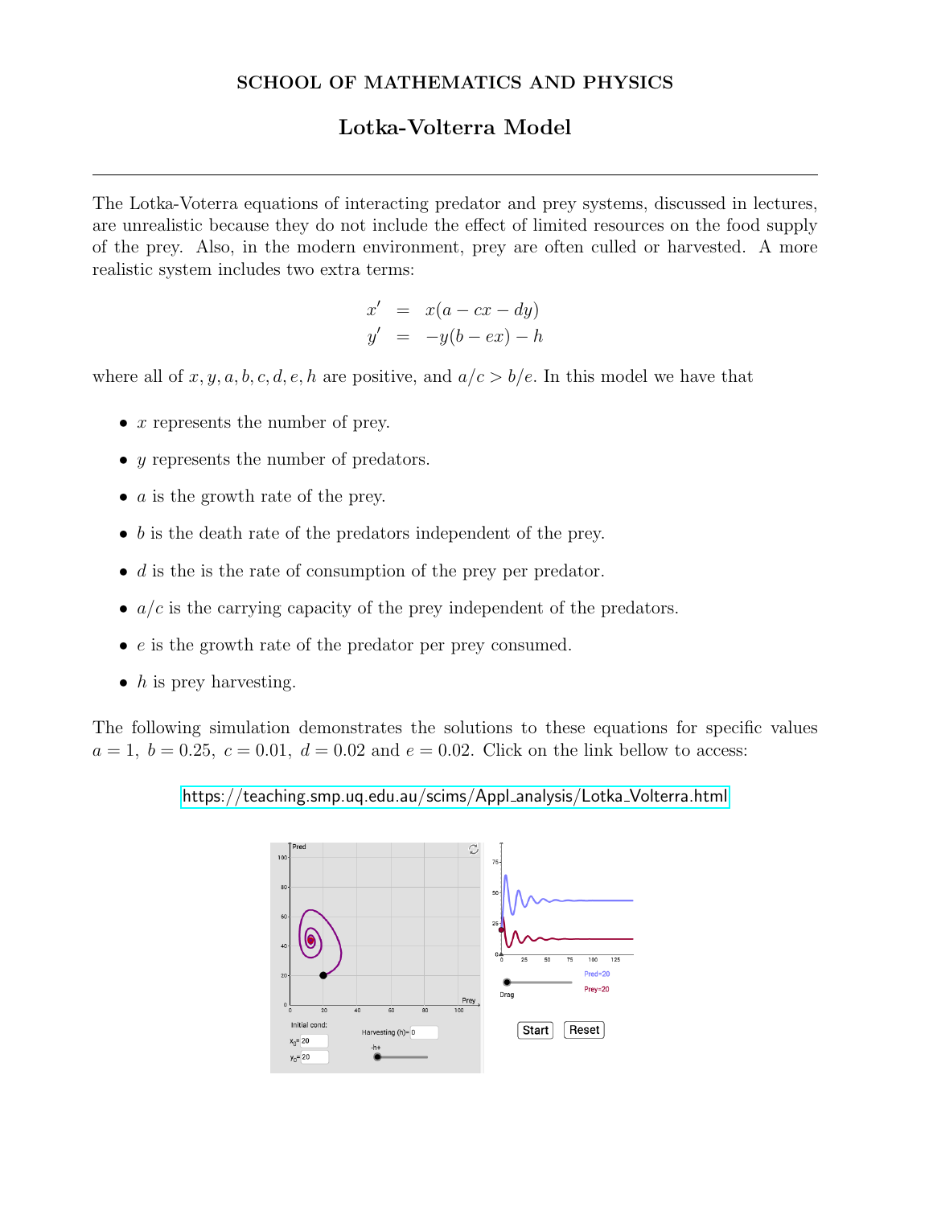# SCHOOL OF MATHEMATICS AND PHYSICS

## Lotka-Volterra Model

---

The Lotka-Voterra equations of interacting predator and prey systems, discussed in lectures, are unrealistic because they do not include the effect of limited resources on the food supply of the prey. Also, in the modern environment, prey are often culled or harvested. A more realistic system includes two extra terms:

$$
\begin{aligned}
x' &= x(a - cx - dy) \\
y' &= -y(b - ex) - h
\end{aligned}
$$

where all of $x, y, a, b, c, d, e, h$ are positive, and $a/c > b/e$. In this model we have that

- $x$ represents the number of prey.
- $y$ represents the number of predators.
- $a$ is the growth rate of the prey.
- $b$ is the death rate of the predators independent of the prey.
- $d$ is the is the rate of consumption of the prey per predator.
- $a/c$ is the carrying capacity of the prey independent of the predators.
- $e$ is the growth rate of the predator per prey consumed.
- $h$ is prey harvesting.

The following simulation demonstrates the solutions to these equations for specific values $a = 1,\ b = 0.25,\ c = 0.01,\ d = 0.02$ and $e = 0.02$. Click on the link bellow to access:

https://teaching.smp.uq.edu.au/scims/Appl_analysis/Lotka_Volterra.html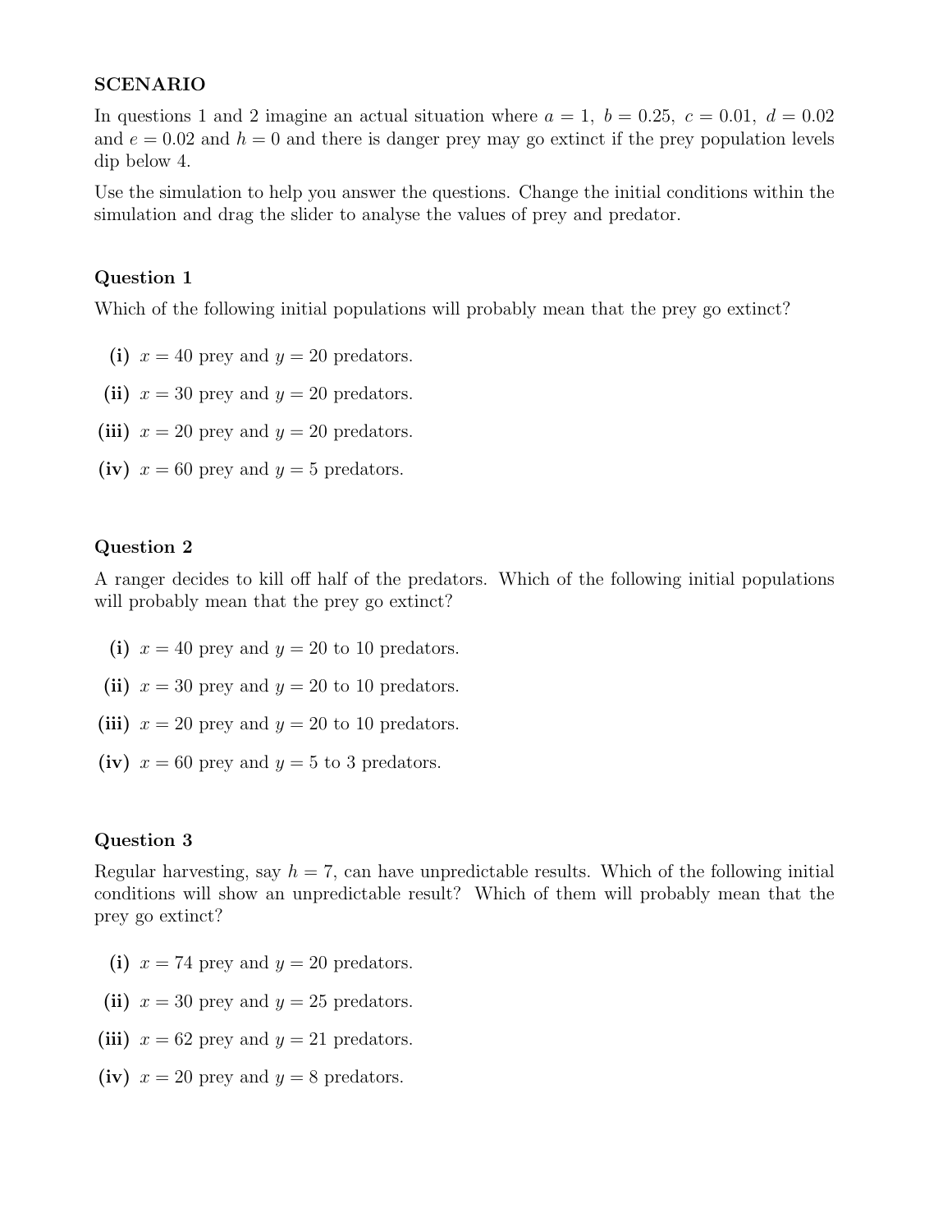**SCENARIO**

In questions 1 and 2 imagine an actual situation where $a = 1,\ b = 0.25,\ c = 0.01,\ d = 0.02$ and $e = 0.02$ and $h = 0$ and there is danger prey may go extinct if the prey population levels dip below 4.

Use the simulation to help you answer the questions. Change the initial conditions within the simulation and drag the slider to analyse the values of prey and predator.

### Question 1

Which of the following initial populations will probably mean that the prey go extinct?

**(i)** $x = 40$ prey and $y = 20$ predators.

**(ii)** $x = 30$ prey and $y = 20$ predators.

**(iii)** $x = 20$ prey and $y = 20$ predators.

**(iv)** $x = 60$ prey and $y = 5$ predators.

### Question 2

A ranger decides to kill off half of the predators. Which of the following initial populations will probably mean that the prey go extinct?

**(i)** $x = 40$ prey and $y = 20$ to 10 predators.

**(ii)** $x = 30$ prey and $y = 20$ to 10 predators.

**(iii)** $x = 20$ prey and $y = 20$ to 10 predators.

**(iv)** $x = 60$ prey and $y = 5$ to 3 predators.

### Question 3

Regular harvesting, say $h = 7$, can have unpredictable results. Which of the following initial conditions will show an unpredictable result? Which of them will probably mean that the prey go extinct?

**(i)** $x = 74$ prey and $y = 20$ predators.

**(ii)** $x = 30$ prey and $y = 25$ predators.

**(iii)** $x = 62$ prey and $y = 21$ predators.

**(iv)** $x = 20$ prey and $y = 8$ predators.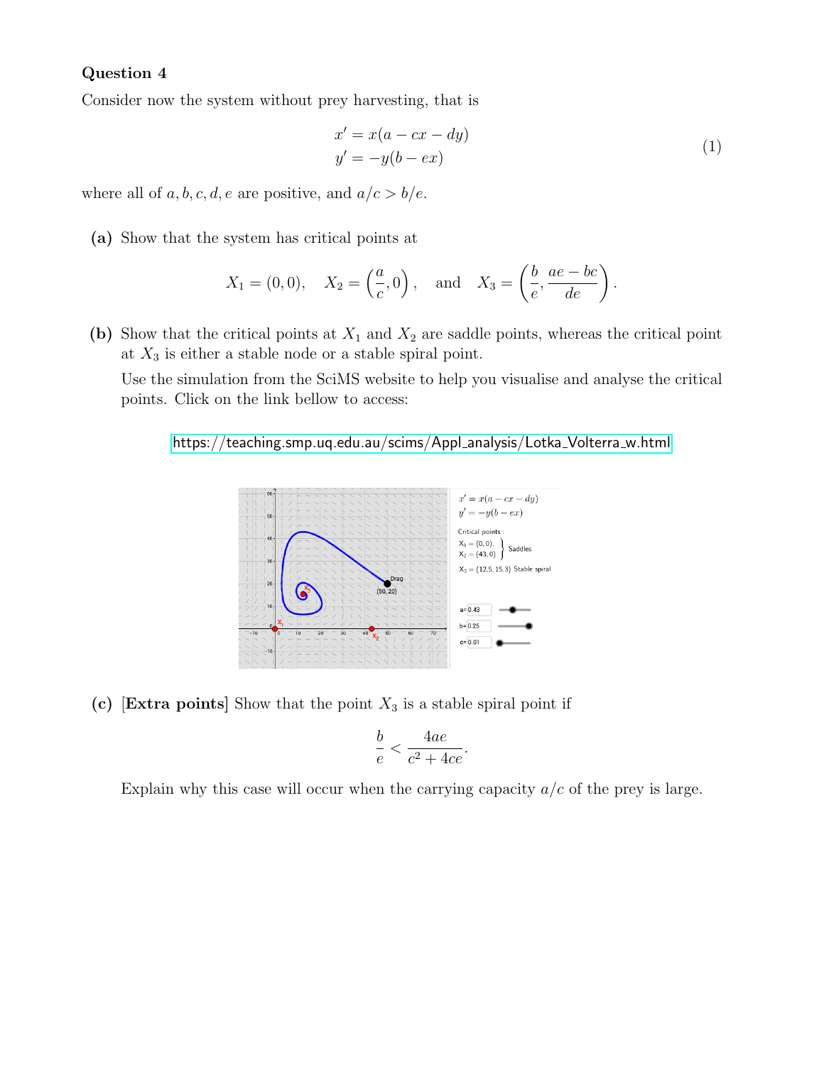### Question 4

Consider now the system without prey harvesting, that is

$$
\begin{aligned}
x' &= x(a - cx - dy) \\
y' &= -y(b - ex)
\end{aligned}
\tag{1}
$$

where all of $a, b, c, d, e$ are positive, and $a/c > b/e$.

**(a)** Show that the system has critical points at

$$
X_1 = (0,0), \quad X_2 = \left(\frac{a}{c}, 0\right), \quad \text{and} \quad X_3 = \left(\frac{b}{e}, \frac{ae - bc}{de}\right).
$$

**(b)** Show that the critical points at $X_1$ and $X_2$ are saddle points, whereas the critical point at $X_3$ is either a stable node or a stable spiral point.

Use the simulation from the SciMS website to help you visualise and analyse the critical points. Click on the link bellow to access:

https://teaching.smp.uq.edu.au/scims/Appl_analysis/Lotka_Volterra_w.html

$x' = x(a - cx - dy)$

$y' = -y(b - ex)$

Critical points :

$X_1 = (0, 0)$, $X_2 = (43, 0)$ } Saddles

$X_3 = (12.5, 15.3)$ Stable spiral

Drag (50, 20)

a= 0.43

b= 0.25

c= 0.01

**(c)** [**Extra points**] Show that the point $X_3$ is a stable spiral point if

$$
\frac{b}{e} < \frac{4ae}{c^2 + 4ce}.
$$

Explain why this case will occur when the carrying capacity $a/c$ of the prey is large.